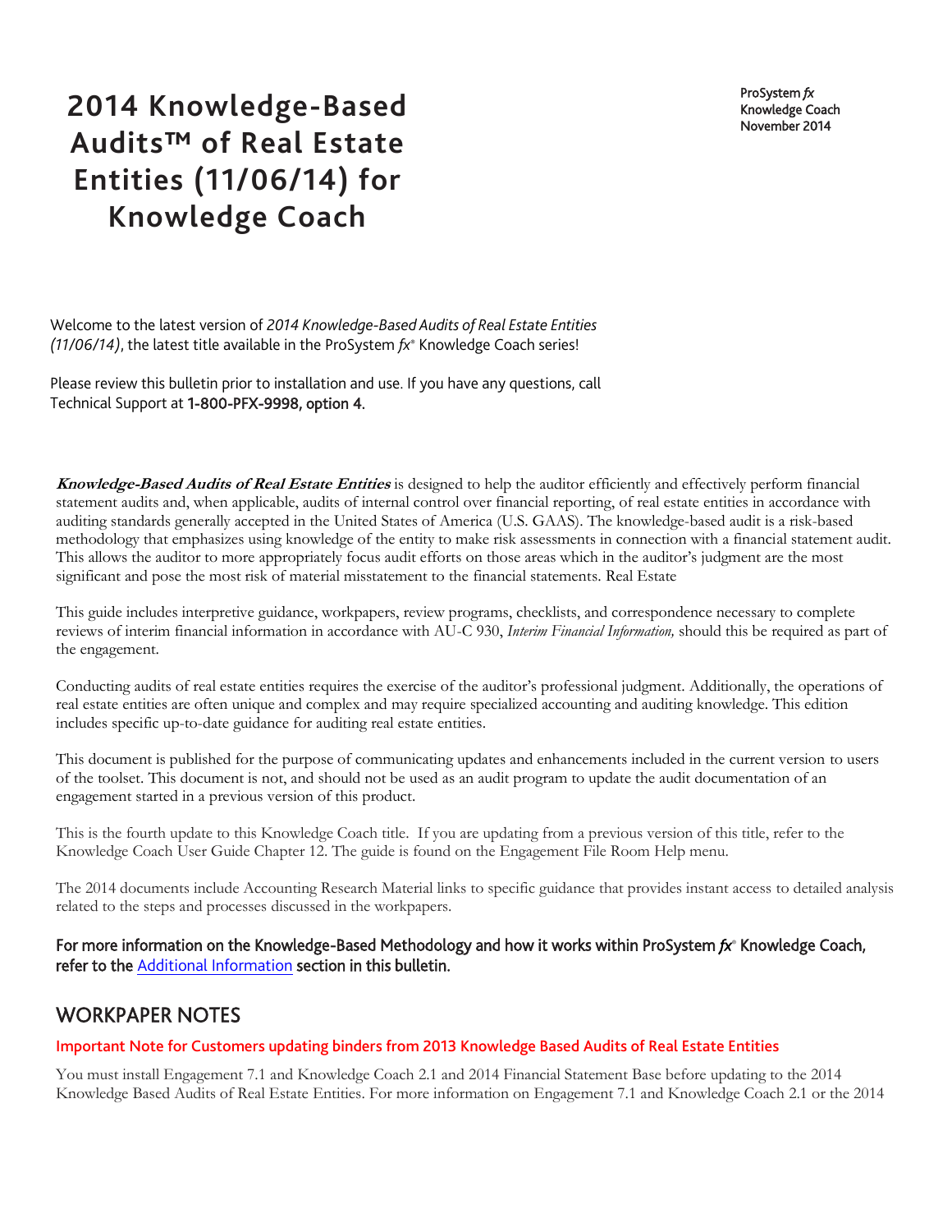# 2014 Knowledge-Based Audits™ of Real Estate Entities (11/06/14) for Knowledge Coach

ProSystem *fx*
Knowledge Coach
November 2014

Welcome to the latest version of *2014 Knowledge-Based Audits of Real Estate Entities (11/06/14)*, the latest title available in the ProSystem *fx*® Knowledge Coach series!

Please review this bulletin prior to installation and use. If you have any questions, call Technical Support at **1-800-PFX-9998, option 4**.

***Knowledge-Based Audits of Real Estate Entities*** is designed to help the auditor efficiently and effectively perform financial statement audits and, when applicable, audits of internal control over financial reporting, of real estate entities in accordance with auditing standards generally accepted in the United States of America (U.S. GAAS). The knowledge-based audit is a risk-based methodology that emphasizes using knowledge of the entity to make risk assessments in connection with a financial statement audit. This allows the auditor to more appropriately focus audit efforts on those areas which in the auditor's judgment are the most significant and pose the most risk of material misstatement to the financial statements. Real Estate

This guide includes interpretive guidance, workpapers, review programs, checklists, and correspondence necessary to complete reviews of interim financial information in accordance with AU-C 930, *Interim Financial Information,* should this be required as part of the engagement.

Conducting audits of real estate entities requires the exercise of the auditor's professional judgment. Additionally, the operations of real estate entities are often unique and complex and may require specialized accounting and auditing knowledge. This edition includes specific up-to-date guidance for auditing real estate entities.

This document is published for the purpose of communicating updates and enhancements included in the current version to users of the toolset. This document is not, and should not be used as an audit program to update the audit documentation of an engagement started in a previous version of this product.

This is the fourth update to this Knowledge Coach title. If you are updating from a previous version of this title, refer to the Knowledge Coach User Guide Chapter 12. The guide is found on the Engagement File Room Help menu.

The 2014 documents include Accounting Research Material links to specific guidance that provides instant access to detailed analysis related to the steps and processes discussed in the workpapers.

**For more information on the Knowledge-Based Methodology and how it works within ProSystem *fx*® Knowledge Coach, refer to the Additional Information section in this bulletin.**

## WORKPAPER NOTES

### Important Note for Customers updating binders from 2013 Knowledge Based Audits of Real Estate Entities

You must install Engagement 7.1 and Knowledge Coach 2.1 and 2014 Financial Statement Base before updating to the 2014 Knowledge Based Audits of Real Estate Entities. For more information on Engagement 7.1 and Knowledge Coach 2.1 or the 2014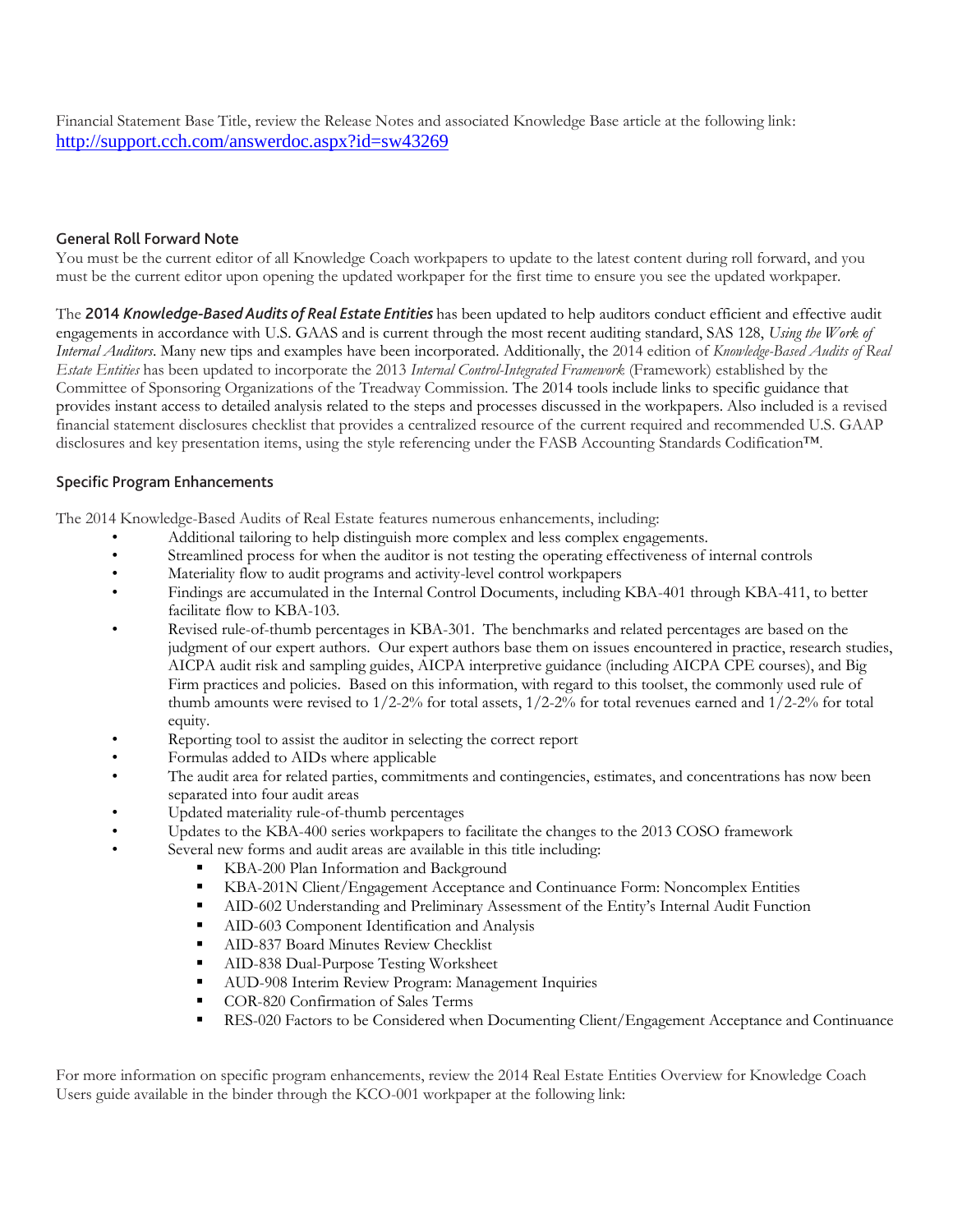Financial Statement Base Title, review the Release Notes and associated Knowledge Base article at the following link: http://support.cch.com/answerdoc.aspx?id=sw43269

### General Roll Forward Note

You must be the current editor of all Knowledge Coach workpapers to update to the latest content during roll forward, and you must be the current editor upon opening the updated workpaper for the first time to ensure you see the updated workpaper.

The **2014 *Knowledge-Based Audits of Real Estate Entities*** has been updated to help auditors conduct efficient and effective audit engagements in accordance with U.S. GAAS and is current through the most recent auditing standard, SAS 128, *Using the Work of Internal Auditors*. Many new tips and examples have been incorporated. Additionally, the 2014 edition of *Knowledge-Based Audits of Real Estate Entities* has been updated to incorporate the 2013 *Internal Control-Integrated Framework* (Framework) established by the Committee of Sponsoring Organizations of the Treadway Commission. The 2014 tools include links to specific guidance that provides instant access to detailed analysis related to the steps and processes discussed in the workpapers. Also included is a revised financial statement disclosures checklist that provides a centralized resource of the current required and recommended U.S. GAAP disclosures and key presentation items, using the style referencing under the FASB Accounting Standards Codification™.

### Specific Program Enhancements

The 2014 Knowledge-Based Audits of Real Estate features numerous enhancements, including:

- Additional tailoring to help distinguish more complex and less complex engagements.
- Streamlined process for when the auditor is not testing the operating effectiveness of internal controls
- Materiality flow to audit programs and activity-level control workpapers
- Findings are accumulated in the Internal Control Documents, including KBA-401 through KBA-411, to better facilitate flow to KBA-103.
- Revised rule-of-thumb percentages in KBA-301. The benchmarks and related percentages are based on the judgment of our expert authors. Our expert authors base them on issues encountered in practice, research studies, AICPA audit risk and sampling guides, AICPA interpretive guidance (including AICPA CPE courses), and Big Firm practices and policies. Based on this information, with regard to this toolset, the commonly used rule of thumb amounts were revised to 1/2-2% for total assets, 1/2-2% for total revenues earned and 1/2-2% for total equity.
- Reporting tool to assist the auditor in selecting the correct report
- Formulas added to AIDs where applicable
- The audit area for related parties, commitments and contingencies, estimates, and concentrations has now been separated into four audit areas
- Updated materiality rule-of-thumb percentages
- Updates to the KBA-400 series workpapers to facilitate the changes to the 2013 COSO framework
- Several new forms and audit areas are available in this title including:
  - KBA-200 Plan Information and Background
  - KBA-201N Client/Engagement Acceptance and Continuance Form: Noncomplex Entities
  - AID-602 Understanding and Preliminary Assessment of the Entity's Internal Audit Function
  - AID-603 Component Identification and Analysis
  - AID-837 Board Minutes Review Checklist
  - AID-838 Dual-Purpose Testing Worksheet
  - AUD-908 Interim Review Program: Management Inquiries
  - COR-820 Confirmation of Sales Terms
  - RES-020 Factors to be Considered when Documenting Client/Engagement Acceptance and Continuance

For more information on specific program enhancements, review the 2014 Real Estate Entities Overview for Knowledge Coach Users guide available in the binder through the KCO-001 workpaper at the following link: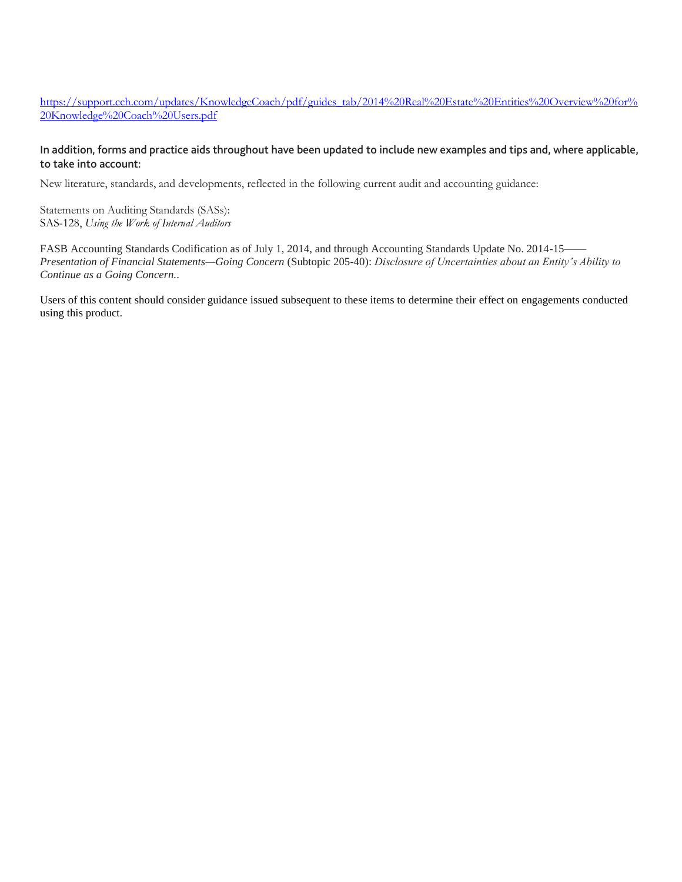[https://support.cch.com/updates/KnowledgeCoach/pdf/guides_tab/2014%20Real%20Estate%20Entities%20Overview%20for%20Knowledge%20Coach%20Users.pdf](https://support.cch.com/updates/KnowledgeCoach/pdf/guides_tab/2014%20Real%20Estate%20Entities%20Overview%20for%20Knowledge%20Coach%20Users.pdf)

**In addition, forms and practice aids throughout have been updated to include new examples and tips and, where applicable, to take into account:**

New literature, standards, and developments, reflected in the following current audit and accounting guidance:

Statements on Auditing Standards (SASs):
SAS-128, *Using the Work of Internal Auditors*

FASB Accounting Standards Codification as of July 1, 2014, and through Accounting Standards Update No. 2014-15—— *Presentation of Financial Statements—Going Concern* (Subtopic 205-40): *Disclosure of Uncertainties about an Entity's Ability to Continue as a Going Concern.*.

Users of this content should consider guidance issued subsequent to these items to determine their effect on engagements conducted using this product.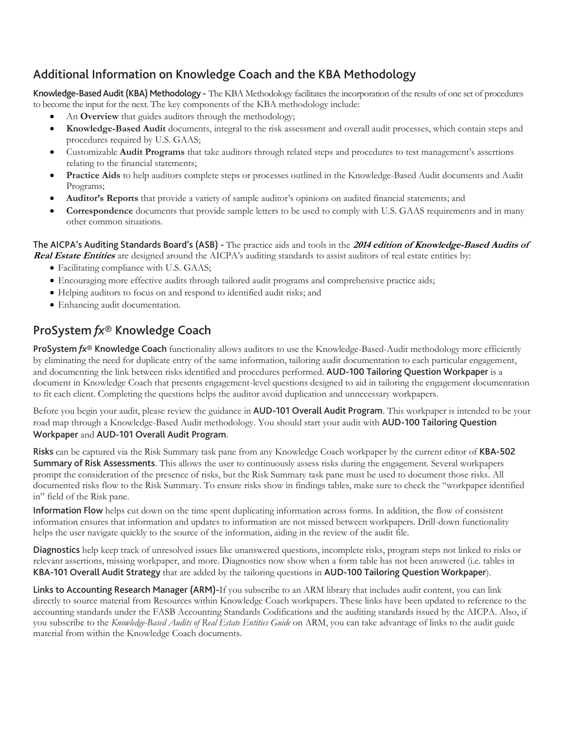## Additional Information on Knowledge Coach and the KBA Methodology

**Knowledge-Based Audit (KBA) Methodology -** The KBA Methodology facilitates the incorporation of the results of one set of procedures to become the input for the next. The key components of the KBA methodology include:

- An **Overview** that guides auditors through the methodology;
- **Knowledge-Based Audit** documents, integral to the risk assessment and overall audit processes, which contain steps and procedures required by U.S. GAAS;
- Customizable **Audit Programs** that take auditors through related steps and procedures to test management's assertions relating to the financial statements;
- **Practice Aids** to help auditors complete steps or processes outlined in the Knowledge-Based Audit documents and Audit Programs;
- **Auditor's Reports** that provide a variety of sample auditor's opinions on audited financial statements; and
- **Correspondence** documents that provide sample letters to be used to comply with U.S. GAAS requirements and in many other common situations.

**The AICPA's Auditing Standards Board's (ASB) -** The practice aids and tools in the ***2014 edition of Knowledge-Based Audits of Real Estate Entities*** are designed around the AICPA's auditing standards to assist auditors of real estate entities by:

- Facilitating compliance with U.S. GAAS;
- Encouraging more effective audits through tailored audit programs and comprehensive practice aids;
- Helping auditors to focus on and respond to identified audit risks; and
- Enhancing audit documentation.

## ProSystem *fx*® Knowledge Coach

**ProSystem *fx*® Knowledge Coach** functionality allows auditors to use the Knowledge-Based-Audit methodology more efficiently by eliminating the need for duplicate entry of the same information, tailoring audit documentation to each particular engagement, and documenting the link between risks identified and procedures performed. **AUD-100 Tailoring Question Workpaper** is a document in Knowledge Coach that presents engagement-level questions designed to aid in tailoring the engagement documentation to fit each client. Completing the questions helps the auditor avoid duplication and unnecessary workpapers.

Before you begin your audit, please review the guidance in **AUD-101 Overall Audit Program**. This workpaper is intended to be your road map through a Knowledge-Based Audit methodology. You should start your audit with **AUD-100 Tailoring Question Workpaper** and **AUD-101 Overall Audit Program**.

**Risks** can be captured via the Risk Summary task pane from any Knowledge Coach workpaper by the current editor of **KBA-502 Summary of Risk Assessments**. This allows the user to continuously assess risks during the engagement. Several workpapers prompt the consideration of the presence of risks, but the Risk Summary task pane must be used to document those risks. All documented risks flow to the Risk Summary. To ensure risks show in findings tables, make sure to check the "workpaper identified in" field of the Risk pane.

**Information Flow** helps cut down on the time spent duplicating information across forms. In addition, the flow of consistent information ensures that information and updates to information are not missed between workpapers. Drill-down functionality helps the user navigate quickly to the source of the information, aiding in the review of the audit file.

**Diagnostics** help keep track of unresolved issues like unanswered questions, incomplete risks, program steps not linked to risks or relevant assertions, missing workpaper, and more. Diagnostics now show when a form table has not been answered (i.e. tables in **KBA-101 Overall Audit Strategy** that are added by the tailoring questions in **AUD-100 Tailoring Question Workpaper**).

**Links to Accounting Research Manager (ARM)-**If you subscribe to an ARM library that includes audit content, you can link directly to source material from Resources within Knowledge Coach workpapers. These links have been updated to reference to the accounting standards under the FASB Accounting Standards Codifications and the auditing standards issued by the AICPA. Also, if you subscribe to the *Knowledge-Based Audits of Real Estate Entities Guide* on ARM, you can take advantage of links to the audit guide material from within the Knowledge Coach documents.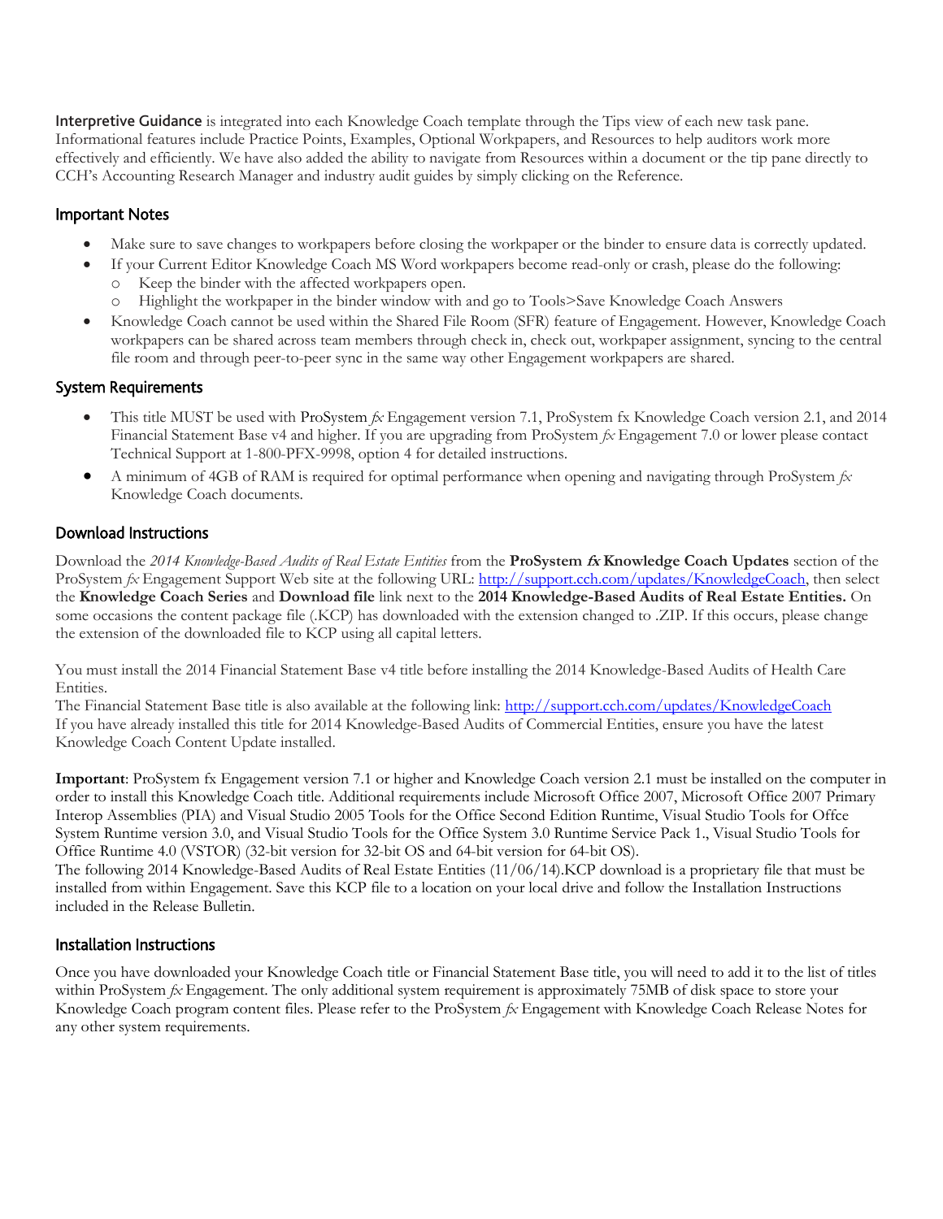**Interpretive Guidance** is integrated into each Knowledge Coach template through the Tips view of each new task pane. Informational features include Practice Points, Examples, Optional Workpapers, and Resources to help auditors work more effectively and efficiently. We have also added the ability to navigate from Resources within a document or the tip pane directly to CCH's Accounting Research Manager and industry audit guides by simply clicking on the Reference.

## Important Notes

- Make sure to save changes to workpapers before closing the workpaper or the binder to ensure data is correctly updated.
- If your Current Editor Knowledge Coach MS Word workpapers become read-only or crash, please do the following:
  - Keep the binder with the affected workpapers open.
  - Highlight the workpaper in the binder window with and go to Tools>Save Knowledge Coach Answers
- Knowledge Coach cannot be used within the Shared File Room (SFR) feature of Engagement. However, Knowledge Coach workpapers can be shared across team members through check in, check out, workpaper assignment, syncing to the central file room and through peer-to-peer sync in the same way other Engagement workpapers are shared.

## System Requirements

- This title MUST be used with ProSystem *fx* Engagement version 7.1, ProSystem fx Knowledge Coach version 2.1, and 2014 Financial Statement Base v4 and higher. If you are upgrading from ProSystem *fx* Engagement 7.0 or lower please contact Technical Support at 1-800-PFX-9998, option 4 for detailed instructions.
- A minimum of 4GB of RAM is required for optimal performance when opening and navigating through ProSystem *fx* Knowledge Coach documents.

## Download Instructions

Download the *2014 Knowledge-Based Audits of Real Estate Entities* from the **ProSystem *fx* Knowledge Coach Updates** section of the ProSystem *fx* Engagement Support Web site at the following URL: http://support.cch.com/updates/KnowledgeCoach, then select the **Knowledge Coach Series** and **Download file** link next to the **2014 Knowledge-Based Audits of Real Estate Entities.** On some occasions the content package file (.KCP) has downloaded with the extension changed to .ZIP. If this occurs, please change the extension of the downloaded file to KCP using all capital letters.

You must install the 2014 Financial Statement Base v4 title before installing the 2014 Knowledge-Based Audits of Health Care Entities.
The Financial Statement Base title is also available at the following link: http://support.cch.com/updates/KnowledgeCoach
If you have already installed this title for 2014 Knowledge-Based Audits of Commercial Entities, ensure you have the latest Knowledge Coach Content Update installed.

**Important**: ProSystem fx Engagement version 7.1 or higher and Knowledge Coach version 2.1 must be installed on the computer in order to install this Knowledge Coach title. Additional requirements include Microsoft Office 2007, Microsoft Office 2007 Primary Interop Assemblies (PIA) and Visual Studio 2005 Tools for the Office Second Edition Runtime, Visual Studio Tools for Offce System Runtime version 3.0, and Visual Studio Tools for the Office System 3.0 Runtime Service Pack 1., Visual Studio Tools for Office Runtime 4.0 (VSTOR) (32-bit version for 32-bit OS and 64-bit version for 64-bit OS).
The following 2014 Knowledge-Based Audits of Real Estate Entities (11/06/14).KCP download is a proprietary file that must be installed from within Engagement. Save this KCP file to a location on your local drive and follow the Installation Instructions included in the Release Bulletin.

## Installation Instructions

Once you have downloaded your Knowledge Coach title or Financial Statement Base title, you will need to add it to the list of titles within ProSystem *fx* Engagement. The only additional system requirement is approximately 75MB of disk space to store your Knowledge Coach program content files. Please refer to the ProSystem *fx* Engagement with Knowledge Coach Release Notes for any other system requirements.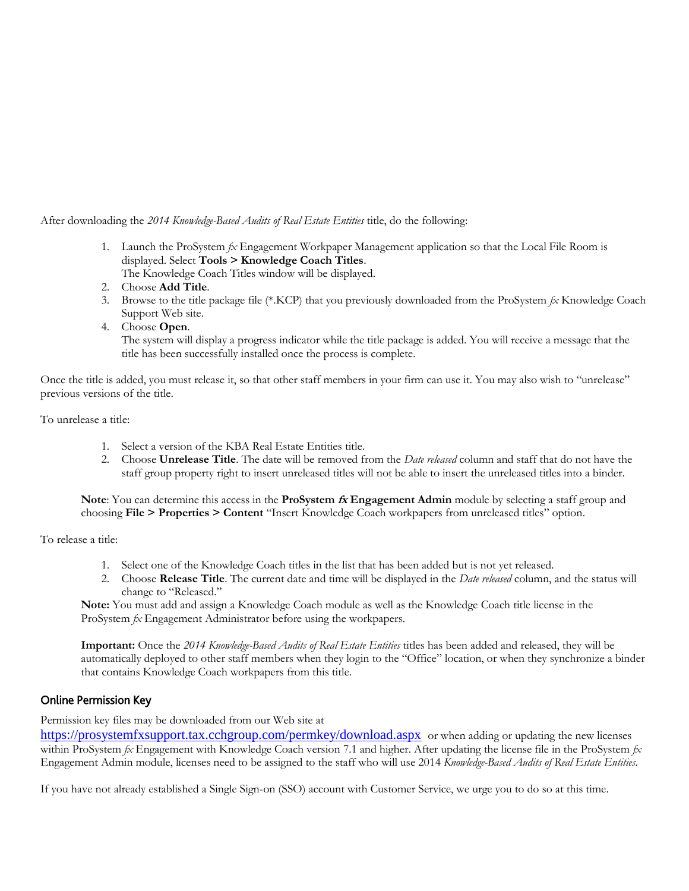After downloading the *2014 Knowledge-Based Audits of Real Estate Entities* title, do the following:

1. Launch the ProSystem *fx* Engagement Workpaper Management application so that the Local File Room is displayed. Select **Tools > Knowledge Coach Titles**.
   The Knowledge Coach Titles window will be displayed.
2. Choose **Add Title**.
3. Browse to the title package file (*.KCP) that you previously downloaded from the ProSystem *fx* Knowledge Coach Support Web site.
4. Choose **Open**.
   The system will display a progress indicator while the title package is added. You will receive a message that the title has been successfully installed once the process is complete.

Once the title is added, you must release it, so that other staff members in your firm can use it. You may also wish to "unrelease" previous versions of the title.

To unrelease a title:

1. Select a version of the KBA Real Estate Entities title.
2. Choose **Unrelease Title**. The date will be removed from the *Date released* column and staff that do not have the staff group property right to insert unreleased titles will not be able to insert the unreleased titles into a binder.

**Note**: You can determine this access in the **ProSystem *fx* Engagement Admin** module by selecting a staff group and choosing **File > Properties > Content** "Insert Knowledge Coach workpapers from unreleased titles" option.

To release a title:

1. Select one of the Knowledge Coach titles in the list that has been added but is not yet released.
2. Choose **Release Title**. The current date and time will be displayed in the *Date released* column, and the status will change to "Released."

**Note:** You must add and assign a Knowledge Coach module as well as the Knowledge Coach title license in the ProSystem *fx* Engagement Administrator before using the workpapers.

**Important:** Once the *2014 Knowledge-Based Audits of Real Estate Entities* titles has been added and released, they will be automatically deployed to other staff members when they login to the "Office" location, or when they synchronize a binder that contains Knowledge Coach workpapers from this title.

## Online Permission Key

Permission key files may be downloaded from our Web site at https://prosystemfxsupport.tax.cchgroup.com/permkey/download.aspx or when adding or updating the new licenses within ProSystem *fx* Engagement with Knowledge Coach version 7.1 and higher. After updating the license file in the ProSystem *fx* Engagement Admin module, licenses need to be assigned to the staff who will use 2014 *Knowledge-Based Audits of Real Estate Entities*.

If you have not already established a Single Sign-on (SSO) account with Customer Service, we urge you to do so at this time.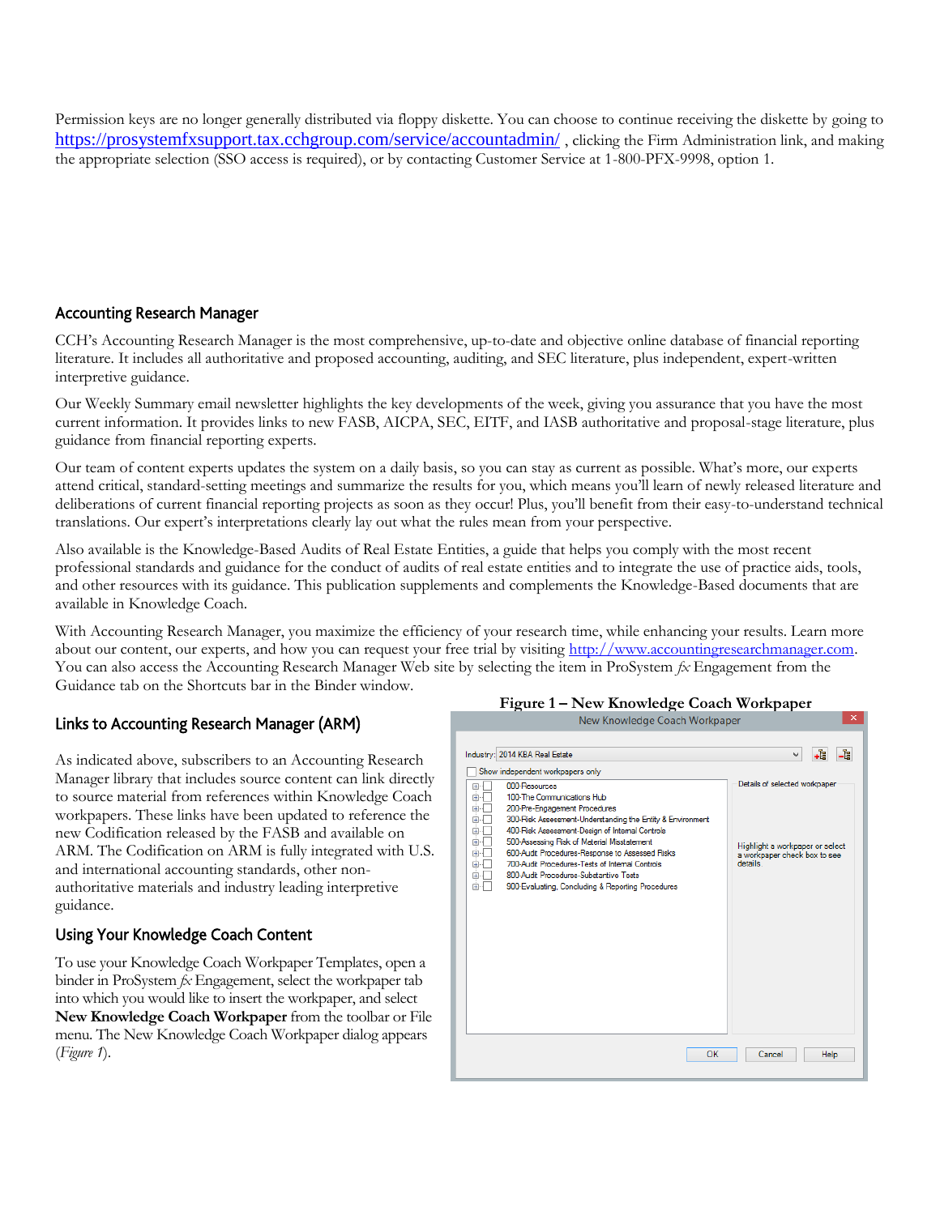Permission keys are no longer generally distributed via floppy diskette. You can choose to continue receiving the diskette by going to https://prosystemfxsupport.tax.cchgroup.com/service/accountadmin/ , clicking the Firm Administration link, and making the appropriate selection (SSO access is required), or by contacting Customer Service at 1-800-PFX-9998, option 1.

## Accounting Research Manager

CCH's Accounting Research Manager is the most comprehensive, up-to-date and objective online database of financial reporting literature. It includes all authoritative and proposed accounting, auditing, and SEC literature, plus independent, expert-written interpretive guidance.

Our Weekly Summary email newsletter highlights the key developments of the week, giving you assurance that you have the most current information. It provides links to new FASB, AICPA, SEC, EITF, and IASB authoritative and proposal-stage literature, plus guidance from financial reporting experts.

Our team of content experts updates the system on a daily basis, so you can stay as current as possible. What's more, our experts attend critical, standard-setting meetings and summarize the results for you, which means you'll learn of newly released literature and deliberations of current financial reporting projects as soon as they occur! Plus, you'll benefit from their easy-to-understand technical translations. Our expert's interpretations clearly lay out what the rules mean from your perspective.

Also available is the Knowledge-Based Audits of Real Estate Entities, a guide that helps you comply with the most recent professional standards and guidance for the conduct of audits of real estate entities and to integrate the use of practice aids, tools, and other resources with its guidance. This publication supplements and complements the Knowledge-Based documents that are available in Knowledge Coach.

With Accounting Research Manager, you maximize the efficiency of your research time, while enhancing your results. Learn more about our content, our experts, and how you can request your free trial by visiting http://www.accountingresearchmanager.com. You can also access the Accounting Research Manager Web site by selecting the item in ProSystem *fx* Engagement from the Guidance tab on the Shortcuts bar in the Binder window.

## Links to Accounting Research Manager (ARM)

As indicated above, subscribers to an Accounting Research Manager library that includes source content can link directly to source material from references within Knowledge Coach workpapers. These links have been updated to reference the new Codification released by the FASB and available on ARM. The Codification on ARM is fully integrated with U.S. and international accounting standards, other non-authoritative materials and industry leading interpretive guidance.

## Using Your Knowledge Coach Content

To use your Knowledge Coach Workpaper Templates, open a binder in ProSystem *fx* Engagement, select the workpaper tab into which you would like to insert the workpaper, and select **New Knowledge Coach Workpaper** from the toolbar or File menu. The New Knowledge Coach Workpaper dialog appears (*Figure 1*).

**Figure 1 – New Knowledge Coach Workpaper**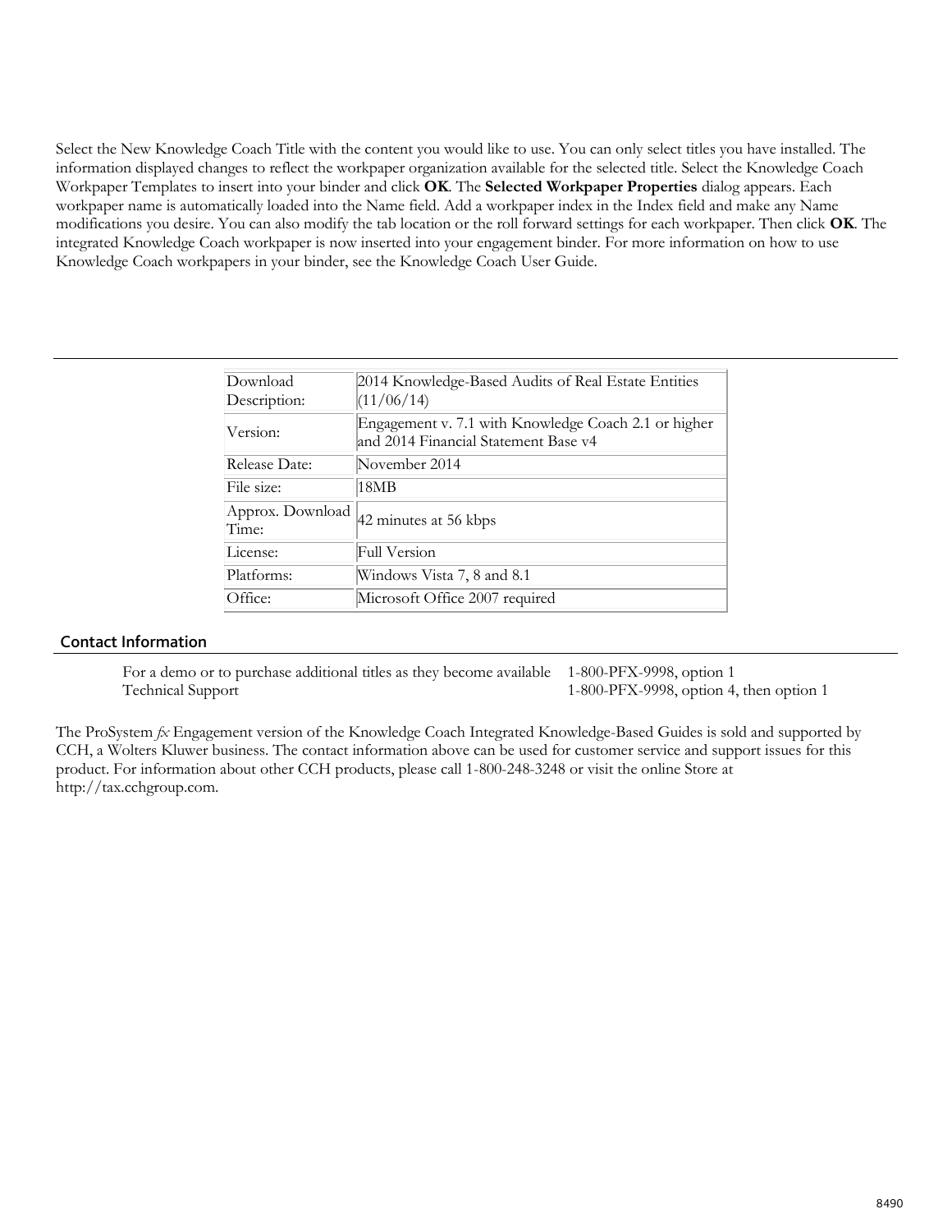Select the New Knowledge Coach Title with the content you would like to use. You can only select titles you have installed. The information displayed changes to reflect the workpaper organization available for the selected title. Select the Knowledge Coach Workpaper Templates to insert into your binder and click **OK**. The **Selected Workpaper Properties** dialog appears. Each workpaper name is automatically loaded into the Name field. Add a workpaper index in the Index field and make any Name modifications you desire. You can also modify the tab location or the roll forward settings for each workpaper. Then click **OK**. The integrated Knowledge Coach workpaper is now inserted into your engagement binder. For more information on how to use Knowledge Coach workpapers in your binder, see the Knowledge Coach User Guide.

| | |
|---|---|
| Download Description: | 2014 Knowledge-Based Audits of Real Estate Entities (11/06/14) |
| Version: | Engagement v. 7.1 with Knowledge Coach 2.1 or higher and 2014 Financial Statement Base v4 |
| Release Date: | November 2014 |
| File size: | 18MB |
| Approx. Download Time: | 42 minutes at 56 kbps |
| License: | Full Version |
| Platforms: | Windows Vista 7, 8 and 8.1 |
| Office: | Microsoft Office 2007 required |

## Contact Information

| | |
|---|---|
| For a demo or to purchase additional titles as they become available | 1-800-PFX-9998, option 1 |
| Technical Support | 1-800-PFX-9998, option 4, then option 1 |

The ProSystem *fx* Engagement version of the Knowledge Coach Integrated Knowledge-Based Guides is sold and supported by CCH, a Wolters Kluwer business. The contact information above can be used for customer service and support issues for this product. For information about other CCH products, please call 1-800-248-3248 or visit the online Store at http://tax.cchgroup.com.